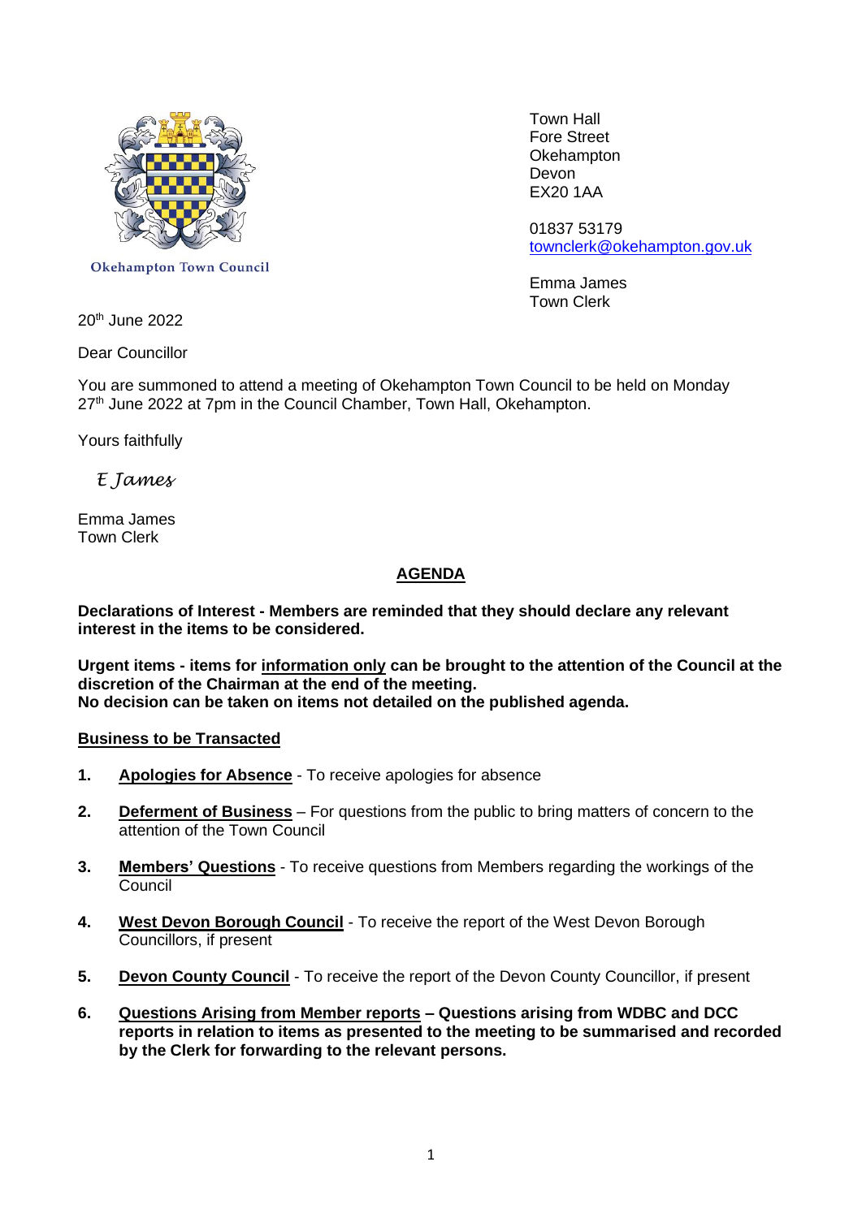Okehampton Town Council

Town Hall
Fore Street
Okehampton
Devon
EX20 1AA

01837 53179
townclerk@okehampton.gov.uk

Emma James
Town Clerk

20th June 2022

Dear Councillor

You are summoned to attend a meeting of Okehampton Town Council to be held on Monday 27th June 2022 at 7pm in the Council Chamber, Town Hall, Okehampton.

Yours faithfully

*E James*

Emma James
Town Clerk

## AGENDA

**Declarations of Interest - Members are reminded that they should declare any relevant interest in the items to be considered.**

**Urgent items - items for information only can be brought to the attention of the Council at the discretion of the Chairman at the end of the meeting.**
**No decision can be taken on items not detailed on the published agenda.**

### Business to be Transacted

1. **Apologies for Absence** - To receive apologies for absence

2. **Deferment of Business** – For questions from the public to bring matters of concern to the attention of the Town Council

3. **Members' Questions** - To receive questions from Members regarding the workings of the Council

4. **West Devon Borough Council** - To receive the report of the West Devon Borough Councillors, if present

5. **Devon County Council** - To receive the report of the Devon County Councillor, if present

6. **Questions Arising from Member reports – Questions arising from WDBC and DCC reports in relation to items as presented to the meeting to be summarised and recorded by the Clerk for forwarding to the relevant persons.**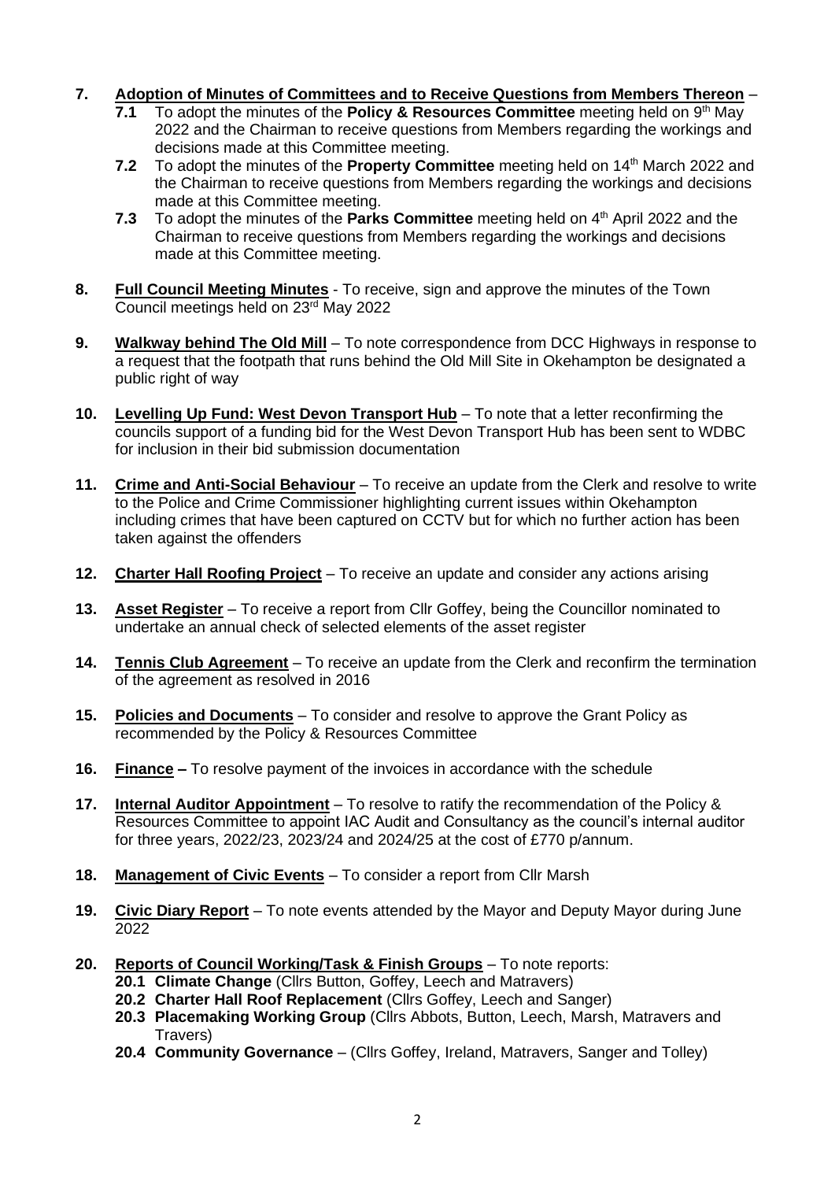7. **Adoption of Minutes of Committees and to Receive Questions from Members Thereon** –
   - **7.1** To adopt the minutes of the **Policy & Resources Committee** meeting held on 9th May 2022 and the Chairman to receive questions from Members regarding the workings and decisions made at this Committee meeting.
   - **7.2** To adopt the minutes of the **Property Committee** meeting held on 14th March 2022 and the Chairman to receive questions from Members regarding the workings and decisions made at this Committee meeting.
   - **7.3** To adopt the minutes of the **Parks Committee** meeting held on 4th April 2022 and the Chairman to receive questions from Members regarding the workings and decisions made at this Committee meeting.

8. **Full Council Meeting Minutes** - To receive, sign and approve the minutes of the Town Council meetings held on 23rd May 2022

9. **Walkway behind The Old Mill** – To note correspondence from DCC Highways in response to a request that the footpath that runs behind the Old Mill Site in Okehampton be designated a public right of way

10. **Levelling Up Fund: West Devon Transport Hub** – To note that a letter reconfirming the councils support of a funding bid for the West Devon Transport Hub has been sent to WDBC for inclusion in their bid submission documentation

11. **Crime and Anti-Social Behaviour** – To receive an update from the Clerk and resolve to write to the Police and Crime Commissioner highlighting current issues within Okehampton including crimes that have been captured on CCTV but for which no further action has been taken against the offenders

12. **Charter Hall Roofing Project** – To receive an update and consider any actions arising

13. **Asset Register** – To receive a report from Cllr Goffey, being the Councillor nominated to undertake an annual check of selected elements of the asset register

14. **Tennis Club Agreement** – To receive an update from the Clerk and reconfirm the termination of the agreement as resolved in 2016

15. **Policies and Documents** – To consider and resolve to approve the Grant Policy as recommended by the Policy & Resources Committee

16. **Finance –** To resolve payment of the invoices in accordance with the schedule

17. **Internal Auditor Appointment** – To resolve to ratify the recommendation of the Policy & Resources Committee to appoint IAC Audit and Consultancy as the council's internal auditor for three years, 2022/23, 2023/24 and 2024/25 at the cost of £770 p/annum.

18. **Management of Civic Events** – To consider a report from Cllr Marsh

19. **Civic Diary Report** – To note events attended by the Mayor and Deputy Mayor during June 2022

20. **Reports of Council Working/Task & Finish Groups** – To note reports:
    - **20.1 Climate Change** (Cllrs Button, Goffey, Leech and Matravers)
    - **20.2 Charter Hall Roof Replacement** (Cllrs Goffey, Leech and Sanger)
    - **20.3 Placemaking Working Group** (Cllrs Abbots, Button, Leech, Marsh, Matravers and Travers)
    - **20.4 Community Governance** – (Cllrs Goffey, Ireland, Matravers, Sanger and Tolley)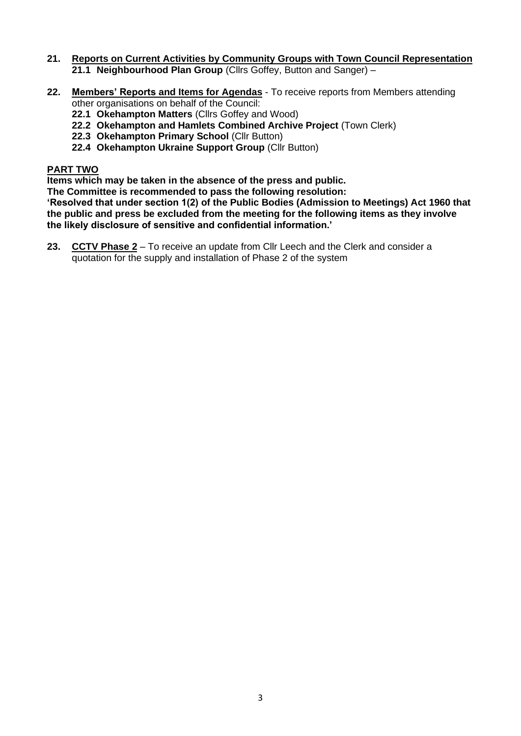**21.** **Reports on Current Activities by Community Groups with Town Council Representation**

**21.1 Neighbourhood Plan Group** (Cllrs Goffey, Button and Sanger) –

**22.** **Members' Reports and Items for Agendas** - To receive reports from Members attending other organisations on behalf of the Council:

**22.1 Okehampton Matters** (Cllrs Goffey and Wood)
**22.2 Okehampton and Hamlets Combined Archive Project** (Town Clerk)
**22.3 Okehampton Primary School** (Cllr Button)
**22.4 Okehampton Ukraine Support Group** (Cllr Button)

**PART TWO**

**Items which may be taken in the absence of the press and public.**
**The Committee is recommended to pass the following resolution:**
**'Resolved that under section 1(2) of the Public Bodies (Admission to Meetings) Act 1960 that the public and press be excluded from the meeting for the following items as they involve the likely disclosure of sensitive and confidential information.'**

**23.** **CCTV Phase 2** – To receive an update from Cllr Leech and the Clerk and consider a quotation for the supply and installation of Phase 2 of the system